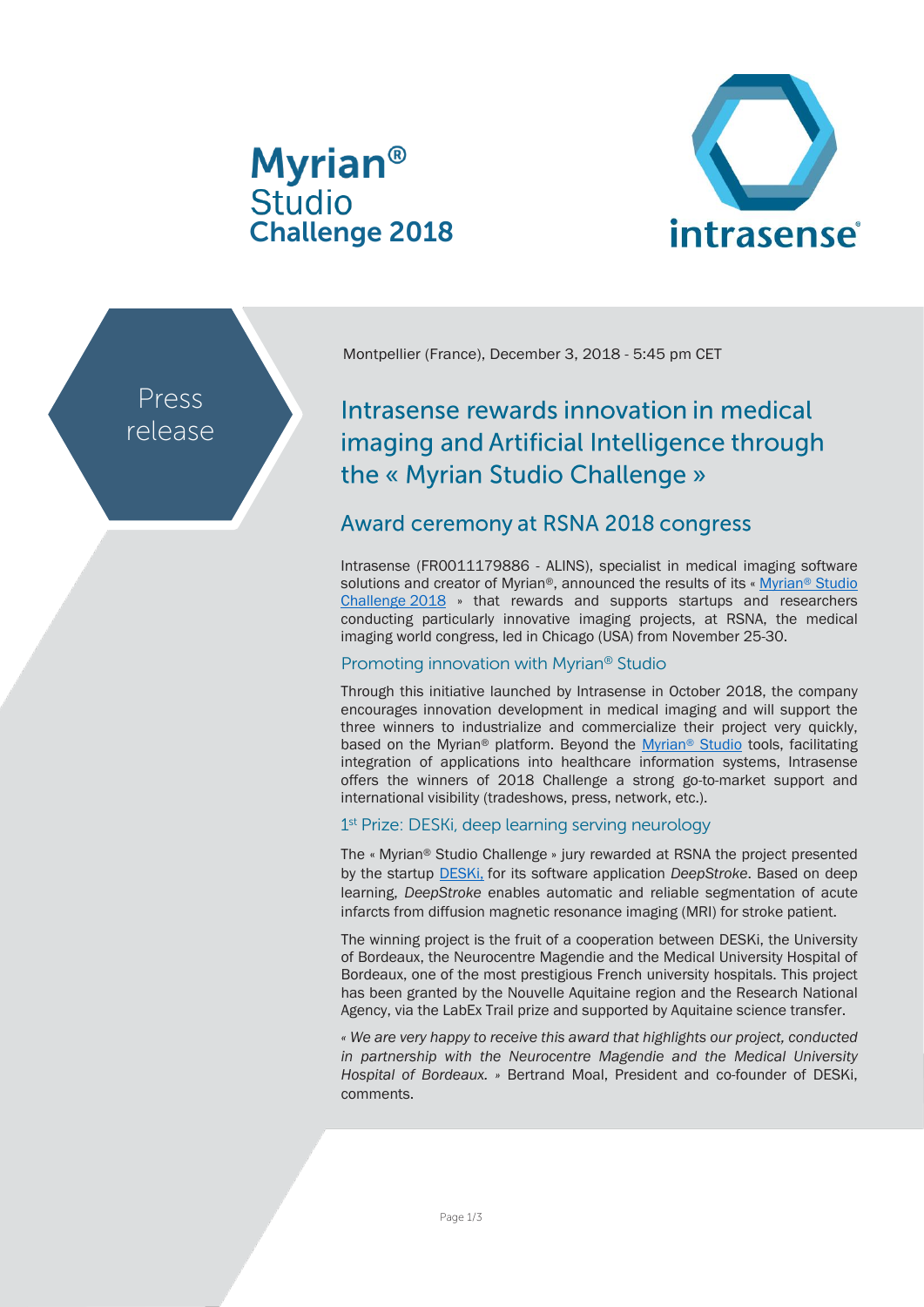Myrian®
Studio
Challenge 2018

intrasense®

Press release

Montpellier (France), December 3, 2018 - 5:45 pm CET

# Intrasense rewards innovation in medical imaging and Artificial Intelligence through the « Myrian Studio Challenge »

## Award ceremony at RSNA 2018 congress

Intrasense (FR0011179886 - ALINS), specialist in medical imaging software solutions and creator of Myrian®, announced the results of its « Myrian® Studio Challenge 2018 » that rewards and supports startups and researchers conducting particularly innovative imaging projects, at RSNA, the medical imaging world congress, led in Chicago (USA) from November 25-30.

### Promoting innovation with Myrian® Studio

Through this initiative launched by Intrasense in October 2018, the company encourages innovation development in medical imaging and will support the three winners to industrialize and commercialize their project very quickly, based on the Myrian® platform. Beyond the Myrian® Studio tools, facilitating integration of applications into healthcare information systems, Intrasense offers the winners of 2018 Challenge a strong go-to-market support and international visibility (tradeshows, press, network, etc.).

### 1st Prize: DESKi, deep learning serving neurology

The « Myrian® Studio Challenge » jury rewarded at RSNA the project presented by the startup DESKi, for its software application *DeepStroke*. Based on deep learning, *DeepStroke* enables automatic and reliable segmentation of acute infarcts from diffusion magnetic resonance imaging (MRI) for stroke patient.

The winning project is the fruit of a cooperation between DESKi, the University of Bordeaux, the Neurocentre Magendie and the Medical University Hospital of Bordeaux, one of the most prestigious French university hospitals. This project has been granted by the Nouvelle Aquitaine region and the Research National Agency, via the LabEx Trail prize and supported by Aquitaine science transfer.

*« We are very happy to receive this award that highlights our project, conducted in partnership with the Neurocentre Magendie and the Medical University Hospital of Bordeaux. »* Bertrand Moal, President and co-founder of DESKi, comments.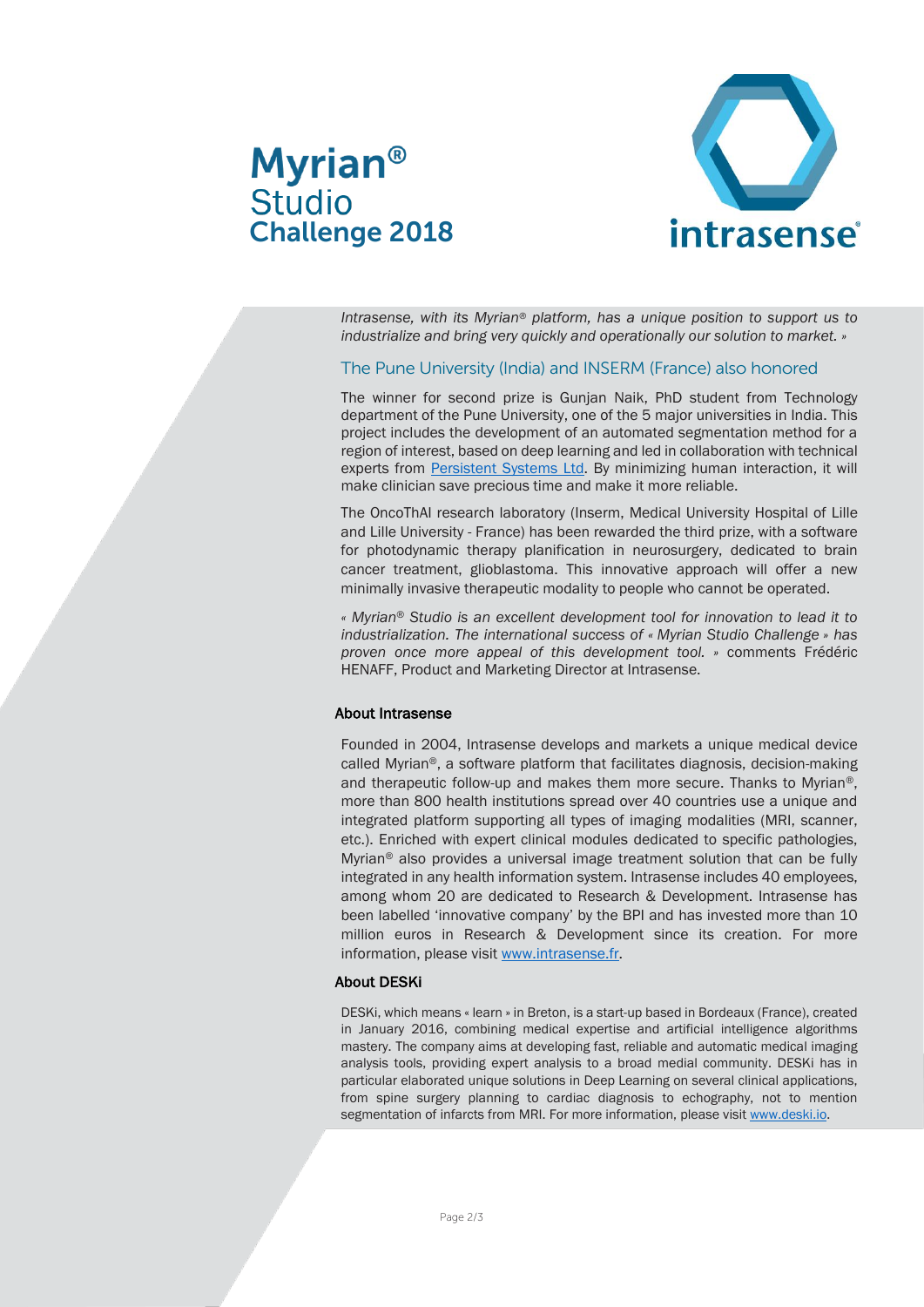*Intrasense, with its Myrian® platform, has a unique position to support us to industrialize and bring very quickly and operationally our solution to market. »*

## The Pune University (India) and INSERM (France) also honored

The winner for second prize is Gunjan Naik, PhD student from Technology department of the Pune University, one of the 5 major universities in India. This project includes the development of an automated segmentation method for a region of interest, based on deep learning and led in collaboration with technical experts from Persistent Systems Ltd. By minimizing human interaction, it will make clinician save precious time and make it more reliable.

The OncoThAI research laboratory (Inserm, Medical University Hospital of Lille and Lille University - France) has been rewarded the third prize, with a software for photodynamic therapy planification in neurosurgery, dedicated to brain cancer treatment, glioblastoma. This innovative approach will offer a new minimally invasive therapeutic modality to people who cannot be operated.

*« Myrian® Studio is an excellent development tool for innovation to lead it to industrialization. The international success of « Myrian Studio Challenge » has proven once more appeal of this development tool. »* comments Frédéric HENAFF, Product and Marketing Director at Intrasense.

### About Intrasense

Founded in 2004, Intrasense develops and markets a unique medical device called Myrian®, a software platform that facilitates diagnosis, decision-making and therapeutic follow-up and makes them more secure. Thanks to Myrian®, more than 800 health institutions spread over 40 countries use a unique and integrated platform supporting all types of imaging modalities (MRI, scanner, etc.). Enriched with expert clinical modules dedicated to specific pathologies, Myrian® also provides a universal image treatment solution that can be fully integrated in any health information system. Intrasense includes 40 employees, among whom 20 are dedicated to Research & Development. Intrasense has been labelled 'innovative company' by the BPI and has invested more than 10 million euros in Research & Development since its creation. For more information, please visit www.intrasense.fr.

### About DESKi

DESKi, which means « learn » in Breton, is a start-up based in Bordeaux (France), created in January 2016, combining medical expertise and artificial intelligence algorithms mastery. The company aims at developing fast, reliable and automatic medical imaging analysis tools, providing expert analysis to a broad medial community. DESKi has in particular elaborated unique solutions in Deep Learning on several clinical applications, from spine surgery planning to cardiac diagnosis to echography, not to mention segmentation of infarcts from MRI. For more information, please visit www.deski.io.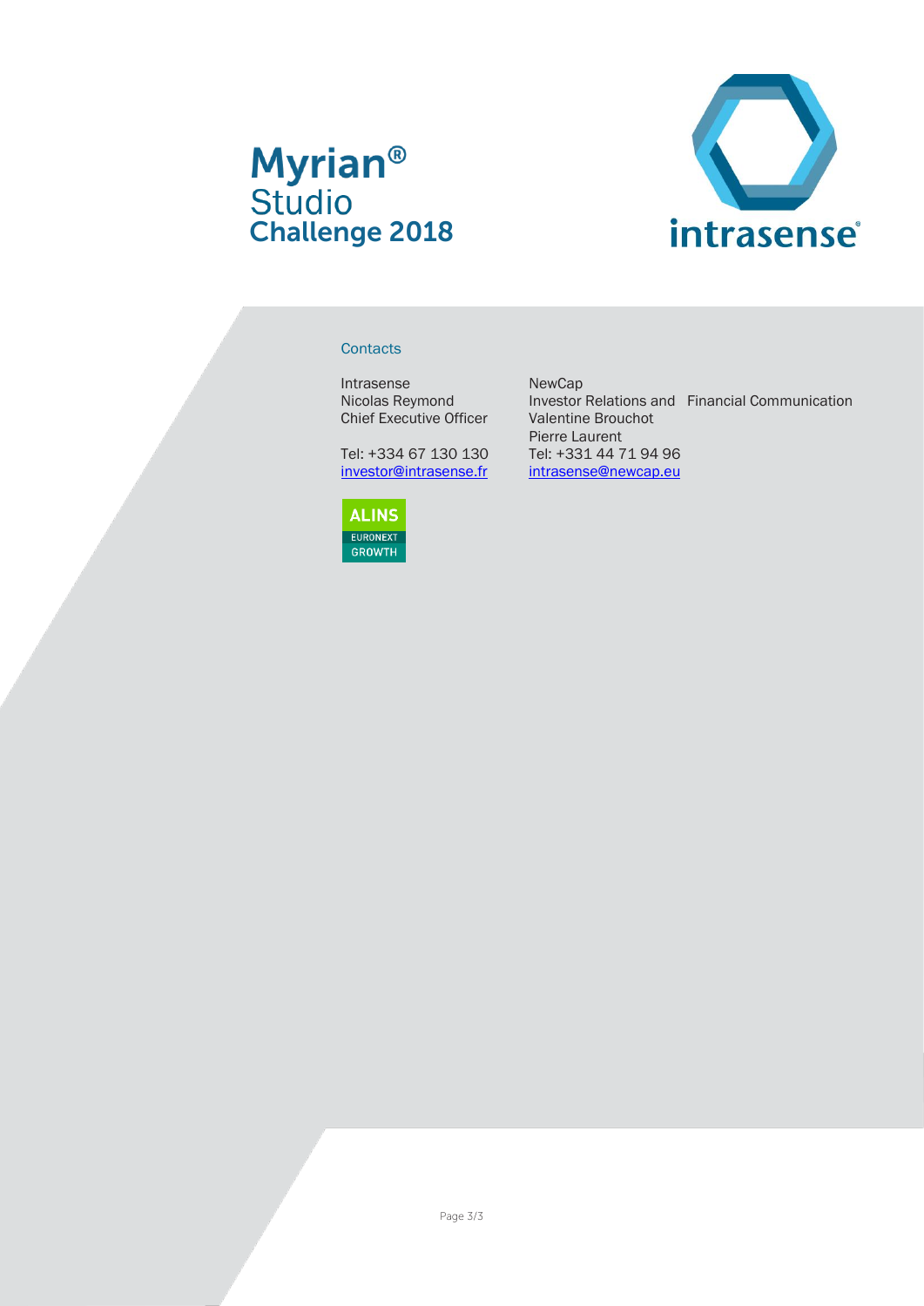**Myrian®**
Studio
**Challenge 2018**

intrasense

## Contacts

Intrasense
Nicolas Reymond
Chief Executive Officer

Tel: +334 67 130 130
investor@intrasense.fr

NewCap
Investor Relations and Financial Communication
Valentine Brouchot
Pierre Laurent
Tel: +331 44 71 94 96
intrasense@newcap.eu

ALINS
EURONEXT
GROWTH